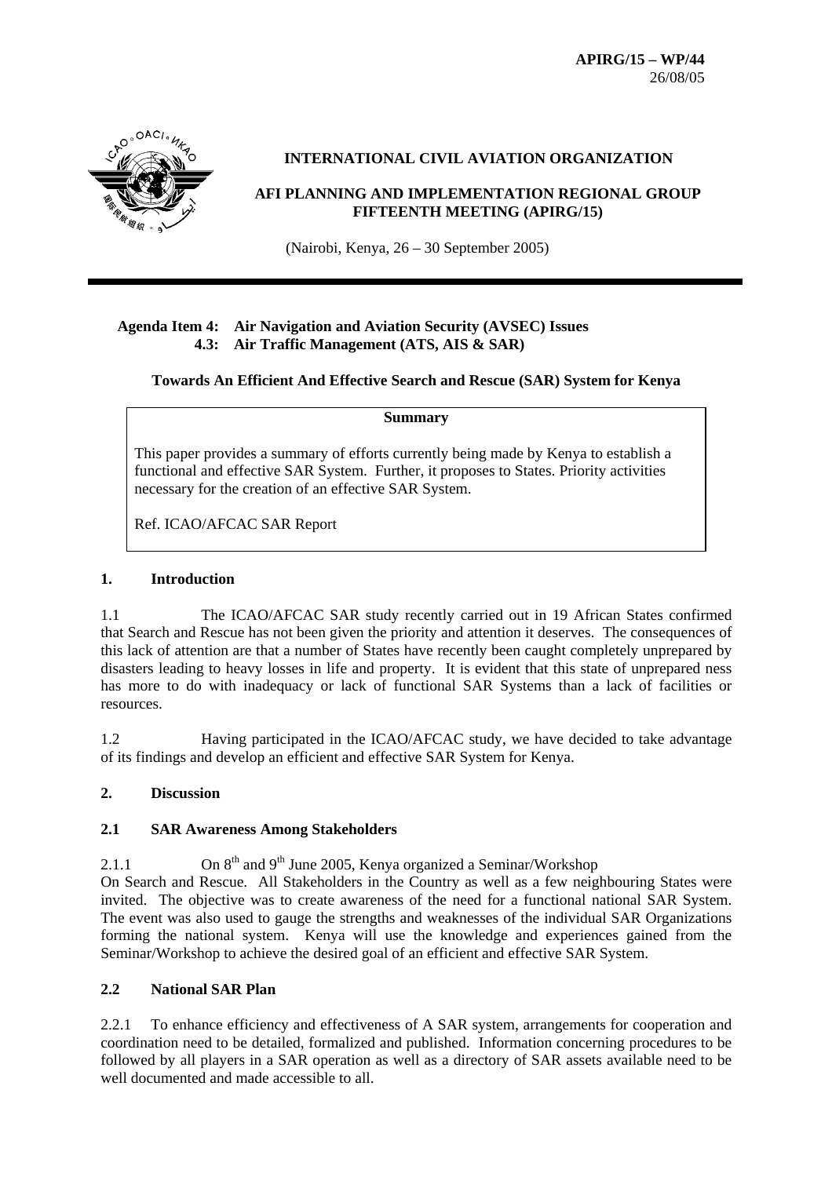**APIRG/15 – WP/44**
26/08/05

**INTERNATIONAL CIVIL AVIATION ORGANIZATION**

**AFI PLANNING AND IMPLEMENTATION REGIONAL GROUP FIFTEENTH MEETING (APIRG/15)**

(Nairobi, Kenya, 26 – 30 September 2005)

---

**Agenda Item 4: Air Navigation and Aviation Security (AVSEC) Issues**
**4.3: Air Traffic Management (ATS, AIS & SAR)**

**Towards An Efficient And Effective Search and Rescue (SAR) System for Kenya**

> **Summary**
>
> This paper provides a summary of efforts currently being made by Kenya to establish a functional and effective SAR System. Further, it proposes to States. Priority activities necessary for the creation of an effective SAR System.
>
> Ref. ICAO/AFCAC SAR Report

## 1. Introduction

1.1 The ICAO/AFCAC SAR study recently carried out in 19 African States confirmed that Search and Rescue has not been given the priority and attention it deserves. The consequences of this lack of attention are that a number of States have recently been caught completely unprepared by disasters leading to heavy losses in life and property. It is evident that this state of unprepared ness has more to do with inadequacy or lack of functional SAR Systems than a lack of facilities or resources.

1.2 Having participated in the ICAO/AFCAC study, we have decided to take advantage of its findings and develop an efficient and effective SAR System for Kenya.

## 2. Discussion

### 2.1 SAR Awareness Among Stakeholders

2.1.1 On 8th and 9th June 2005, Kenya organized a Seminar/Workshop On Search and Rescue. All Stakeholders in the Country as well as a few neighbouring States were invited. The objective was to create awareness of the need for a functional national SAR System. The event was also used to gauge the strengths and weaknesses of the individual SAR Organizations forming the national system. Kenya will use the knowledge and experiences gained from the Seminar/Workshop to achieve the desired goal of an efficient and effective SAR System.

### 2.2 National SAR Plan

2.2.1 To enhance efficiency and effectiveness of A SAR system, arrangements for cooperation and coordination need to be detailed, formalized and published. Information concerning procedures to be followed by all players in a SAR operation as well as a directory of SAR assets available need to be well documented and made accessible to all.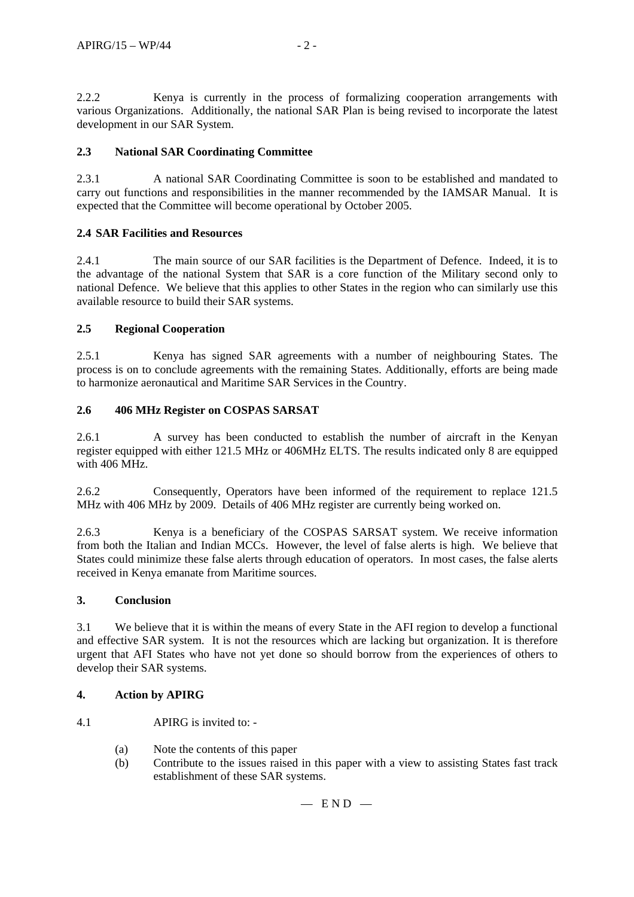2.2.2 Kenya is currently in the process of formalizing cooperation arrangements with various Organizations. Additionally, the national SAR Plan is being revised to incorporate the latest development in our SAR System.

### 2.3 National SAR Coordinating Committee

2.3.1 A national SAR Coordinating Committee is soon to be established and mandated to carry out functions and responsibilities in the manner recommended by the IAMSAR Manual. It is expected that the Committee will become operational by October 2005.

### 2.4 SAR Facilities and Resources

2.4.1 The main source of our SAR facilities is the Department of Defence. Indeed, it is to the advantage of the national System that SAR is a core function of the Military second only to national Defence. We believe that this applies to other States in the region who can similarly use this available resource to build their SAR systems.

### 2.5 Regional Cooperation

2.5.1 Kenya has signed SAR agreements with a number of neighbouring States. The process is on to conclude agreements with the remaining States. Additionally, efforts are being made to harmonize aeronautical and Maritime SAR Services in the Country.

### 2.6 406 MHz Register on COSPAS SARSAT

2.6.1 A survey has been conducted to establish the number of aircraft in the Kenyan register equipped with either 121.5 MHz or 406MHz ELTS. The results indicated only 8 are equipped with 406 MHz.

2.6.2 Consequently, Operators have been informed of the requirement to replace 121.5 MHz with 406 MHz by 2009. Details of 406 MHz register are currently being worked on.

2.6.3 Kenya is a beneficiary of the COSPAS SARSAT system. We receive information from both the Italian and Indian MCCs. However, the level of false alerts is high. We believe that States could minimize these false alerts through education of operators. In most cases, the false alerts received in Kenya emanate from Maritime sources.

## 3. Conclusion

3.1 We believe that it is within the means of every State in the AFI region to develop a functional and effective SAR system. It is not the resources which are lacking but organization. It is therefore urgent that AFI States who have not yet done so should borrow from the experiences of others to develop their SAR systems.

## 4. Action by APIRG

4.1 APIRG is invited to: -

(a) Note the contents of this paper

(b) Contribute to the issues raised in this paper with a view to assisting States fast track establishment of these SAR systems.

— END —